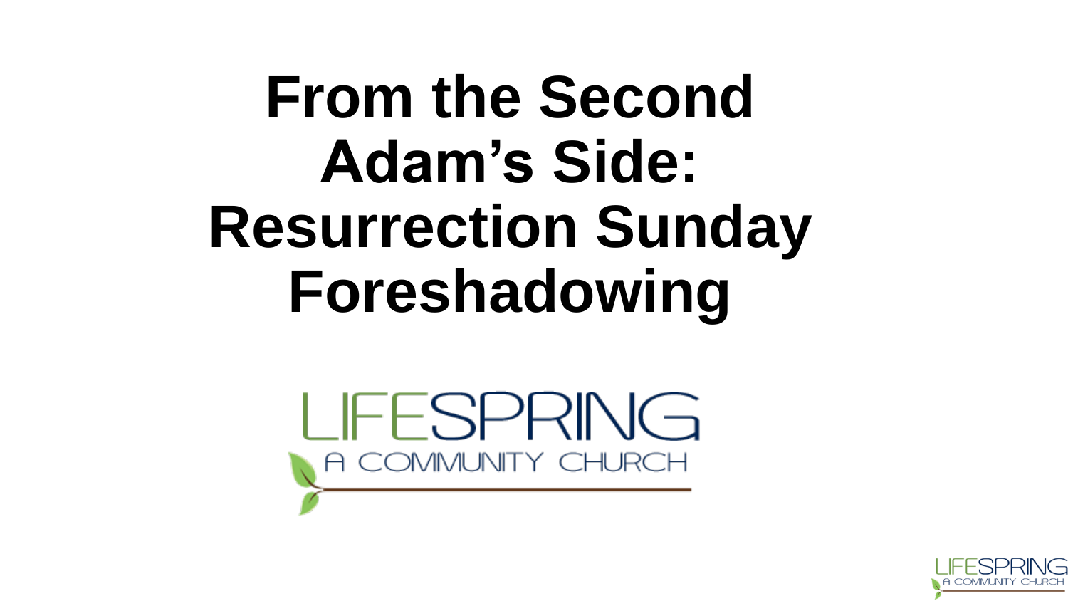# From the Second Adam's Side: Resurrection Sunday Foreshadowing

LIFESPRING

A COMMUNITY CHURCH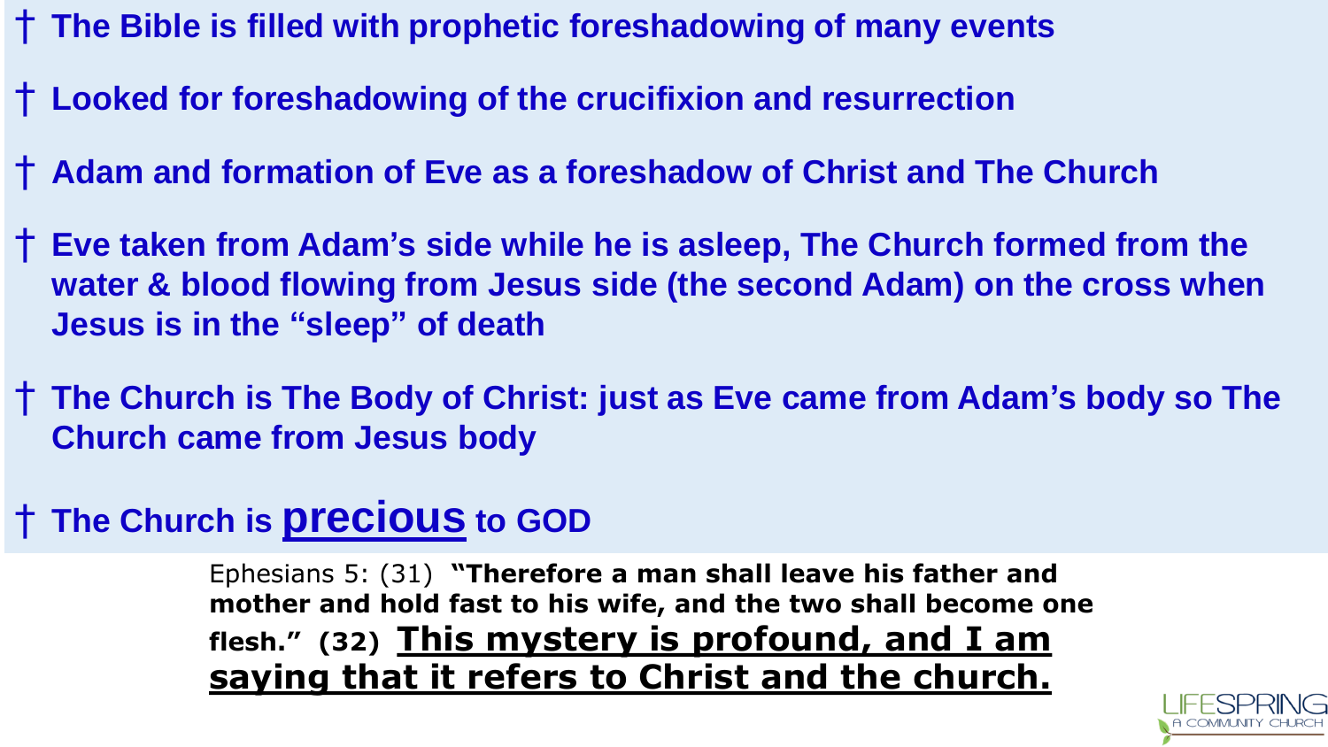- † **The Bible is filled with prophetic foreshadowing of many events**
- † **Looked for foreshadowing of the crucifixion and resurrection**
- † **Adam and formation of Eve as a foreshadow of Christ and The Church**
- † **Eve taken from Adam's side while he is asleep, The Church formed from the water & blood flowing from Jesus side (the second Adam) on the cross when Jesus is in the "sleep" of death**
- † **The Church is The Body of Christ: just as Eve came from Adam's body so The Church came from Jesus body**
- † **The Church is <u>precious</u> to GOD**

Ephesians 5: (31) **"Therefore a man shall leave his father and mother and hold fast to his wife, and the two shall become one flesh." (32) <u>This mystery is profound, and I am saying that it refers to Christ and the church.</u>**

LIFESPRING
A COMMUNITY CHURCH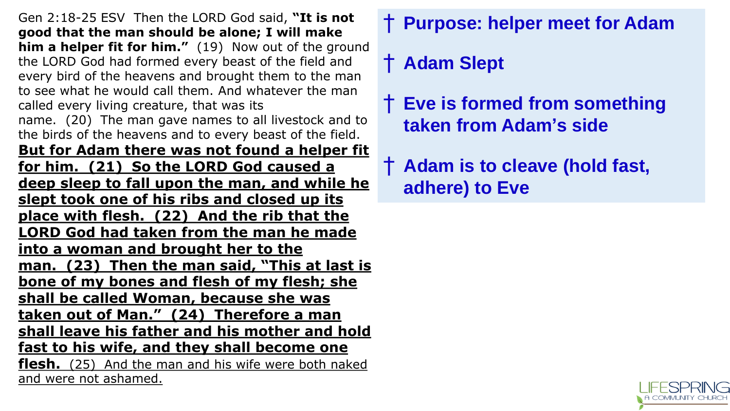Gen 2:18-25 ESV  Then the LORD God said, **"It is not good that the man should be alone; I will make him a helper fit for him."**  (19)  Now out of the ground the LORD God had formed every beast of the field and every bird of the heavens and brought them to the man to see what he would call them. And whatever the man called every living creature, that was its name.  (20)  The man gave names to all livestock and to the birds of the heavens and to every beast of the field. **<u>But for Adam there was not found a helper fit for him.  (21)  So the LORD God caused a deep sleep to fall upon the man, and while he slept took one of his ribs and closed up its place with flesh.  (22)  And the rib that the LORD God had taken from the man he made into a woman and brought her to the man.  (23)  Then the man said, "This at last is bone of my bones and flesh of my flesh; she shall be called Woman, because she was taken out of Man."  (24)  Therefore a man shall leave his father and his mother and hold fast to his wife, and they shall become one flesh.</u>** <u>(25)  And the man and his wife were both naked and were not ashamed.</u>

- † **Purpose: helper meet for Adam**
- † **Adam Slept**
- † **Eve is formed from something taken from Adam's side**
- † **Adam is to cleave (hold fast, adhere) to Eve**

LIFESPRING A COMMUNITY CHURCH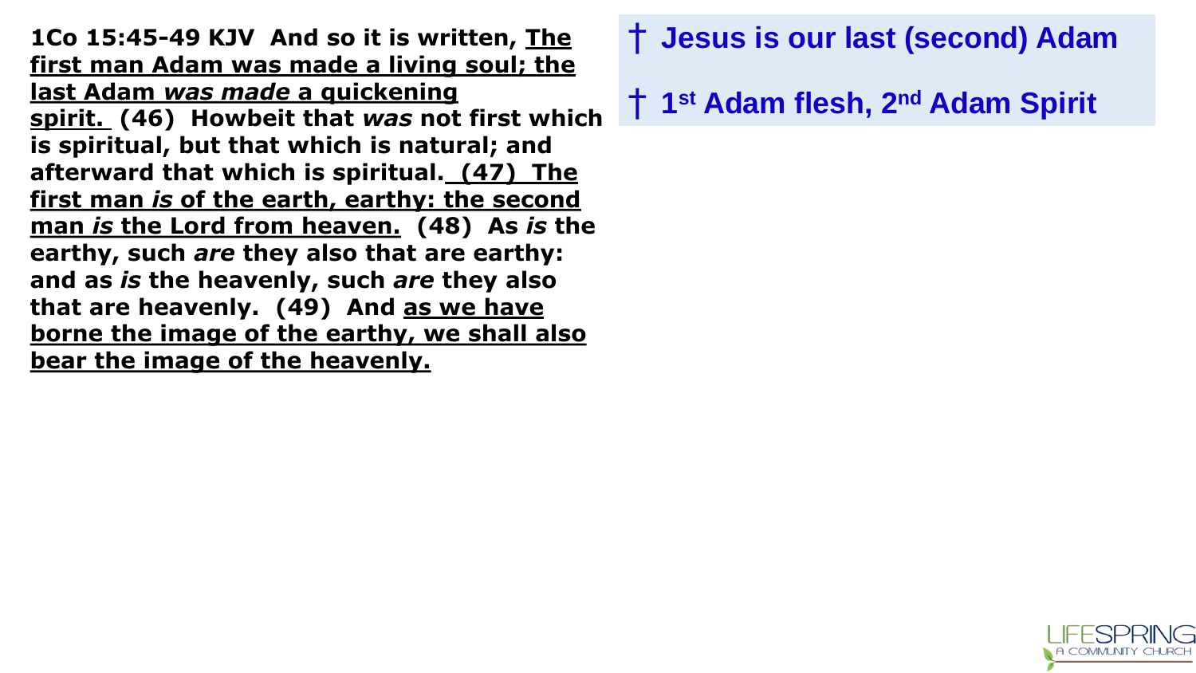**1Co 15:45-49 KJV And so it is written, <u>The first man Adam was made a living soul; the last Adam *was made* a quickening spirit.</u> (46) Howbeit that *was* not first which is spiritual, but that which is natural; and afterward that which is spiritual. <u>(47) The first man *is* of the earth, earthy: the second man *is* the Lord from heaven.</u> (48) As *is* the earthy, such *are* they also that are earthy: and as *is* the heavenly, such *are* they also that are heavenly. (49) And <u>as we have borne the image of the earthy, we shall also bear the image of the heavenly.</u>**

- † **Jesus is our last (second) Adam**
- † **1st Adam flesh, 2nd Adam Spirit**

LIFESPRING A COMMUNITY CHURCH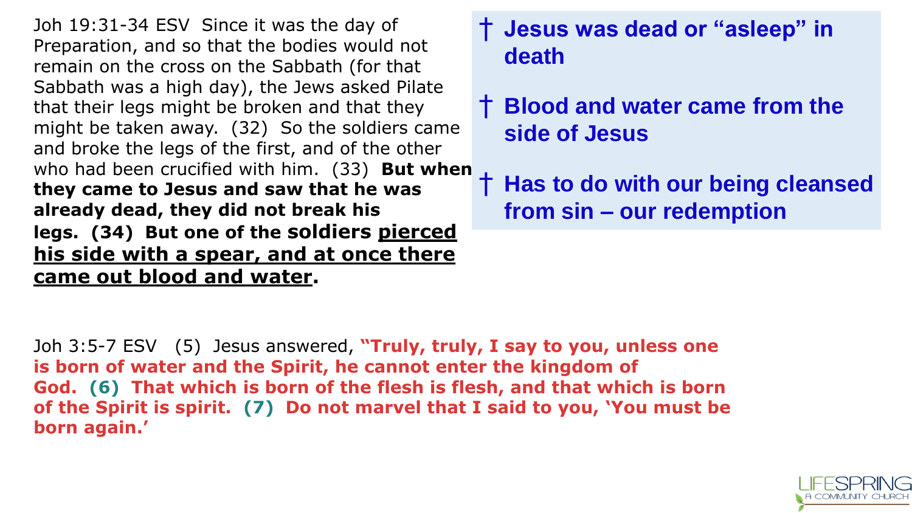Joh 19:31-34 ESV Since it was the day of Preparation, and so that the bodies would not remain on the cross on the Sabbath (for that Sabbath was a high day), the Jews asked Pilate that their legs might be broken and that they might be taken away. (32) So the soldiers came and broke the legs of the first, and of the other who had been crucified with him. (33) **But when they came to Jesus and saw that he was already dead, they did not break his legs. (34) But one of the soldiers <u>pierced his side with a spear, and at once there came out blood and water</u>.**

- † **Jesus was dead or "asleep" in death**
- † **Blood and water came from the side of Jesus**
- † **Has to do with our being cleansed from sin – our redemption**

Joh 3:5-7 ESV (5) Jesus answered, **"Truly, truly, I say to you, unless one is born of water and the Spirit, he cannot enter the kingdom of God. (6) That which is born of the flesh is flesh, and that which is born of the Spirit is spirit. (7) Do not marvel that I said to you, 'You must be born again.'**

LIFESPRING A COMMUNITY CHURCH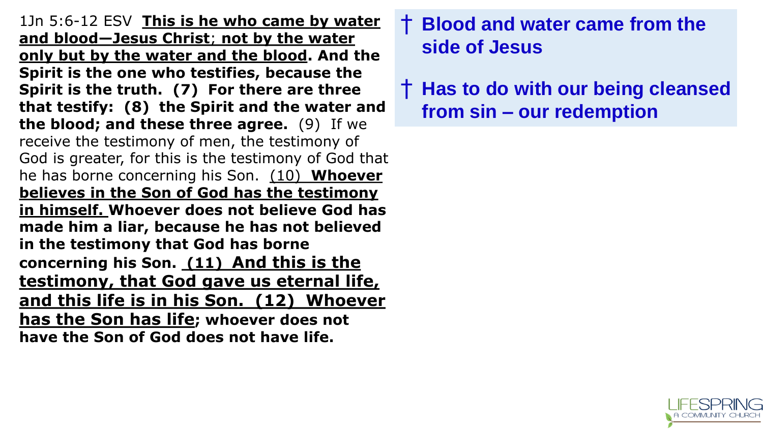1Jn 5:6-12 ESV **<u>This is he who came by water and blood—Jesus Christ</u>; <u>not by the water only but by the water and the blood</u>. And the Spirit is the one who testifies, because the Spirit is the truth. (7) For there are three that testify: (8) the Spirit and the water and the blood; and these three agree.** (9) If we receive the testimony of men, the testimony of God is greater, for this is the testimony of God that he has borne concerning his Son. <u>(10) **Whoever believes in the Son of God has the testimony in himself.**</u> **Whoever does not believe God has made him a liar, because he has not believed in the testimony that God has borne concerning his Son. <u>(11) And this is the testimony, that God gave us eternal life, and this life is in his Son. (12) Whoever has the Son has life</u>; whoever does not have the Son of God does not have life.**

- † **Blood and water came from the side of Jesus**
- † **Has to do with our being cleansed from sin – our redemption**

LIFESPRING
A COMMUNITY CHURCH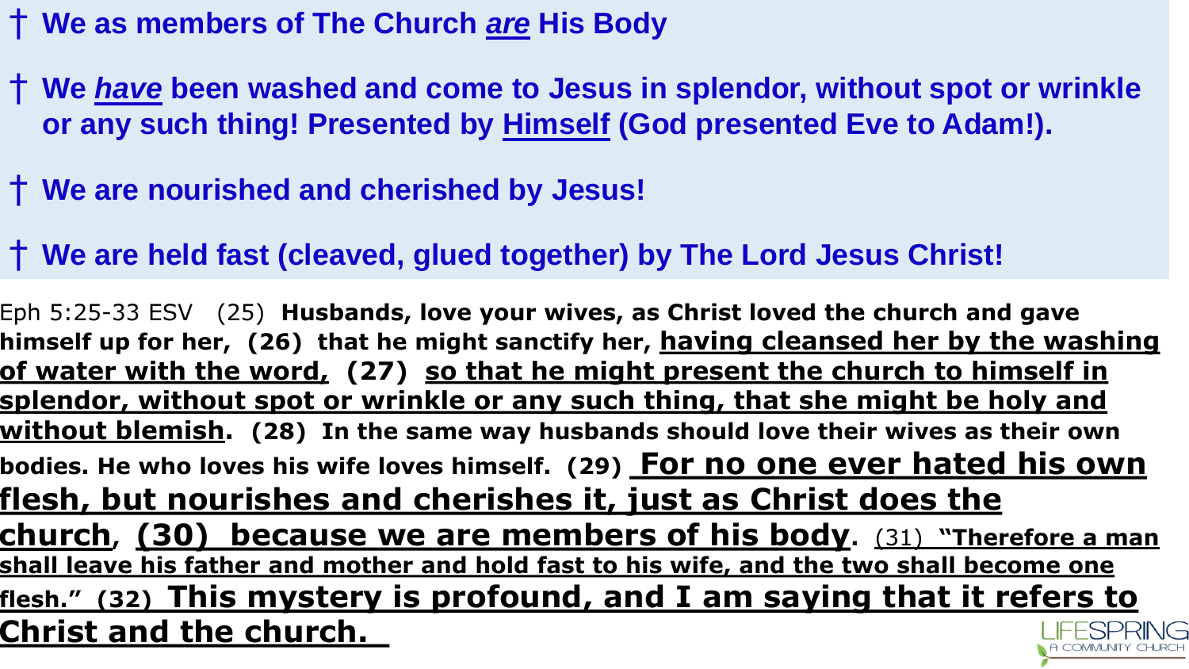- † We as members of The Church ***are*** His Body
- † We ***have*** been washed and come to Jesus in splendor, without spot or wrinkle or any such thing! Presented by **Himself** (God presented Eve to Adam!).
- † We are nourished and cherished by Jesus!
- † We are held fast (cleaved, glued together) by The Lord Jesus Christ!

Eph 5:25-33 ESV (25) **Husbands, love your wives, as Christ loved the church and gave himself up for her, (26) that he might sanctify her, having cleansed her by the washing of water with the word, (27) so that he might present the church to himself in splendor, without spot or wrinkle or any such thing, that she might be holy and without blemish. (28) In the same way husbands should love their wives as their own bodies. He who loves his wife loves himself. (29) For no one ever hated his own flesh, but nourishes and cherishes it, just as Christ does the church, (30) because we are members of his body.** (31) **"Therefore a man shall leave his father and mother and hold fast to his wife, and the two shall become one flesh." (32) This mystery is profound, and I am saying that it refers to Christ and the church.**